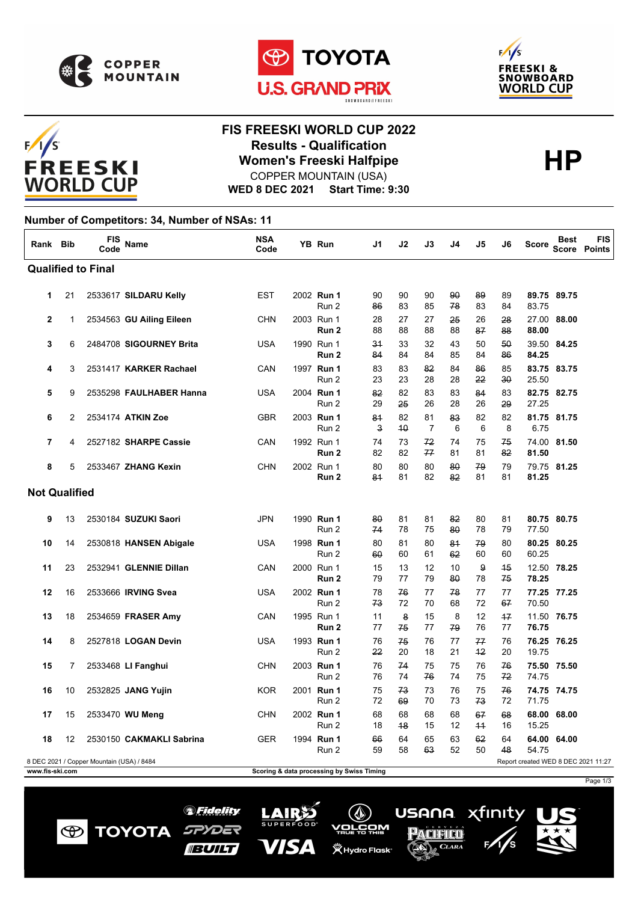# FIS FREESKI WORLD CUP 2022

## Results - Qualification

## Women's Freeski Halfpipe

COPPER MOUNTAIN (USA)

**WED 8 DEC 2021 Start Time: 9:30**

**HP**

**Number of Competitors: 34, Number of NSAs: 11**

| Rank | Bib | FIS Code | Name | NSA Code | YB | Run | J1 | J2 | J3 | J4 | J5 | J6 | Score | Best Score | FIS Points |
|---|---|---|---|---|---|---|---|---|---|---|---|---|---|---|---|
| **Qualified to Final** | | | | | | | | | | | | | | | |
| 1 | 21 | 2533617 | **SILDARU Kelly** | EST | 2002 | **Run 1** | 90 | 90 | 90 | ~~90~~ | ~~89~~ | 89 | **89.75** | **89.75** | |
| | | | | | | Run 2 | ~~86~~ | 83 | 85 | ~~78~~ | 83 | 84 | 83.75 | | |
| 2 | 1 | 2534563 | **GU Ailing Eileen** | CHN | 2003 | Run 1 | 28 | 27 | 27 | ~~25~~ | 26 | ~~28~~ | 27.00 | **88.00** | |
| | | | | | | **Run 2** | 88 | 88 | 88 | 88 | ~~87~~ | ~~88~~ | **88.00** | | |
| 3 | 6 | 2484708 | **SIGOURNEY Brita** | USA | 1990 | Run 1 | ~~31~~ | 33 | 32 | 43 | 50 | ~~50~~ | 39.50 | **84.25** | |
| | | | | | | **Run 2** | ~~84~~ | 84 | 84 | 85 | 84 | ~~86~~ | **84.25** | | |
| 4 | 3 | 2531417 | **KARKER Rachael** | CAN | 1997 | **Run 1** | 83 | 83 | ~~82~~ | 84 | ~~86~~ | 85 | **83.75** | **83.75** | |
| | | | | | | Run 2 | 23 | 23 | 28 | 28 | ~~22~~ | ~~30~~ | 25.50 | | |
| 5 | 9 | 2535298 | **FAULHABER Hanna** | USA | 2004 | **Run 1** | ~~82~~ | 82 | 83 | 83 | ~~84~~ | 83 | **82.75** | **82.75** | |
| | | | | | | Run 2 | 29 | ~~25~~ | 26 | 28 | 26 | ~~29~~ | 27.25 | | |
| 6 | 2 | 2534174 | **ATKIN Zoe** | GBR | 2003 | **Run 1** | ~~81~~ | 82 | 81 | ~~83~~ | 82 | 82 | **81.75** | **81.75** | |
| | | | | | | Run 2 | ~~3~~ | ~~10~~ | 7 | 6 | 6 | 8 | 6.75 | | |
| 7 | 4 | 2527182 | **SHARPE Cassie** | CAN | 1992 | Run 1 | 74 | 73 | ~~72~~ | 74 | 75 | ~~75~~ | 74.00 | **81.50** | |
| | | | | | | **Run 2** | 82 | 82 | ~~77~~ | 81 | 81 | ~~82~~ | **81.50** | | |
| 8 | 5 | 2533467 | **ZHANG Kexin** | CHN | 2002 | Run 1 | 80 | 80 | 80 | ~~80~~ | ~~79~~ | 79 | 79.75 | **81.25** | |
| | | | | | | **Run 2** | ~~81~~ | 81 | 82 | ~~82~~ | 81 | 81 | **81.25** | | |
| **Not Qualified** | | | | | | | | | | | | | | | |
| 9 | 13 | 2530184 | **SUZUKI Saori** | JPN | 1990 | **Run 1** | ~~80~~ | 81 | 81 | ~~82~~ | 80 | 81 | **80.75** | **80.75** | |
| | | | | | | Run 2 | ~~74~~ | 78 | 75 | ~~80~~ | 78 | 79 | 77.50 | | |
| 10 | 14 | 2530818 | **HANSEN Abigale** | USA | 1998 | **Run 1** | 80 | 81 | 80 | ~~81~~ | ~~79~~ | 80 | **80.25** | **80.25** | |
| | | | | | | Run 2 | ~~60~~ | 60 | 61 | ~~62~~ | 60 | 60 | 60.25 | | |
| 11 | 23 | 2532941 | **GLENNIE Dillan** | CAN | 2000 | Run 1 | 15 | 13 | 12 | 10 | ~~9~~ | ~~15~~ | 12.50 | **78.25** | |
| | | | | | | **Run 2** | 79 | 77 | 79 | ~~80~~ | 78 | ~~75~~ | **78.25** | | |
| 12 | 16 | 2533666 | **IRVING Svea** | USA | 2002 | **Run 1** | 78 | ~~76~~ | 77 | ~~78~~ | 77 | 77 | **77.25** | **77.25** | |
| | | | | | | Run 2 | ~~73~~ | 72 | 70 | 68 | 72 | ~~67~~ | 70.50 | | |
| 13 | 18 | 2534659 | **FRASER Amy** | CAN | 1995 | Run 1 | 11 | ~~8~~ | 15 | 8 | 12 | ~~17~~ | 11.50 | **76.75** | |
| | | | | | | **Run 2** | 77 | ~~75~~ | 77 | ~~79~~ | 76 | 77 | **76.75** | | |
| 14 | 8 | 2527818 | **LOGAN Devin** | USA | 1993 | **Run 1** | 76 | ~~75~~ | 76 | 77 | ~~77~~ | 76 | **76.25** | **76.25** | |
| | | | | | | Run 2 | ~~22~~ | 20 | 18 | 21 | ~~12~~ | 20 | 19.75 | | |
| 15 | 7 | 2533468 | **LI Fanghui** | CHN | 2003 | **Run 1** | 76 | ~~74~~ | 75 | 75 | 76 | ~~76~~ | **75.50** | **75.50** | |
| | | | | | | Run 2 | 76 | 74 | ~~76~~ | 74 | 75 | ~~72~~ | 74.75 | | |
| 16 | 10 | 2532825 | **JANG Yujin** | KOR | 2001 | **Run 1** | 75 | ~~73~~ | 73 | 76 | 75 | ~~76~~ | **74.75** | **74.75** | |
| | | | | | | Run 2 | 72 | ~~69~~ | 70 | 73 | ~~73~~ | 72 | 71.75 | | |
| 17 | 15 | 2533470 | **WU Meng** | CHN | 2002 | **Run 1** | 68 | 68 | 68 | 68 | ~~67~~ | ~~68~~ | **68.00** | **68.00** | |
| | | | | | | Run 2 | 18 | ~~18~~ | 15 | 12 | ~~11~~ | 16 | 15.25 | | |
| 18 | 12 | 2530150 | **CAKMAKLI Sabrina** | GER | 1994 | **Run 1** | ~~66~~ | 64 | 65 | 63 | ~~62~~ | 64 | **64.00** | **64.00** | |
| | | | | | | Run 2 | 59 | 58 | ~~63~~ | 52 | 50 | ~~48~~ | 54.75 | | |

8 DEC 2021 / Copper Mountain (USA) / 8484

Report created WED 8 DEC 2021 11:27

www.fis-ski.com

Scoring & data processing by Swiss Timing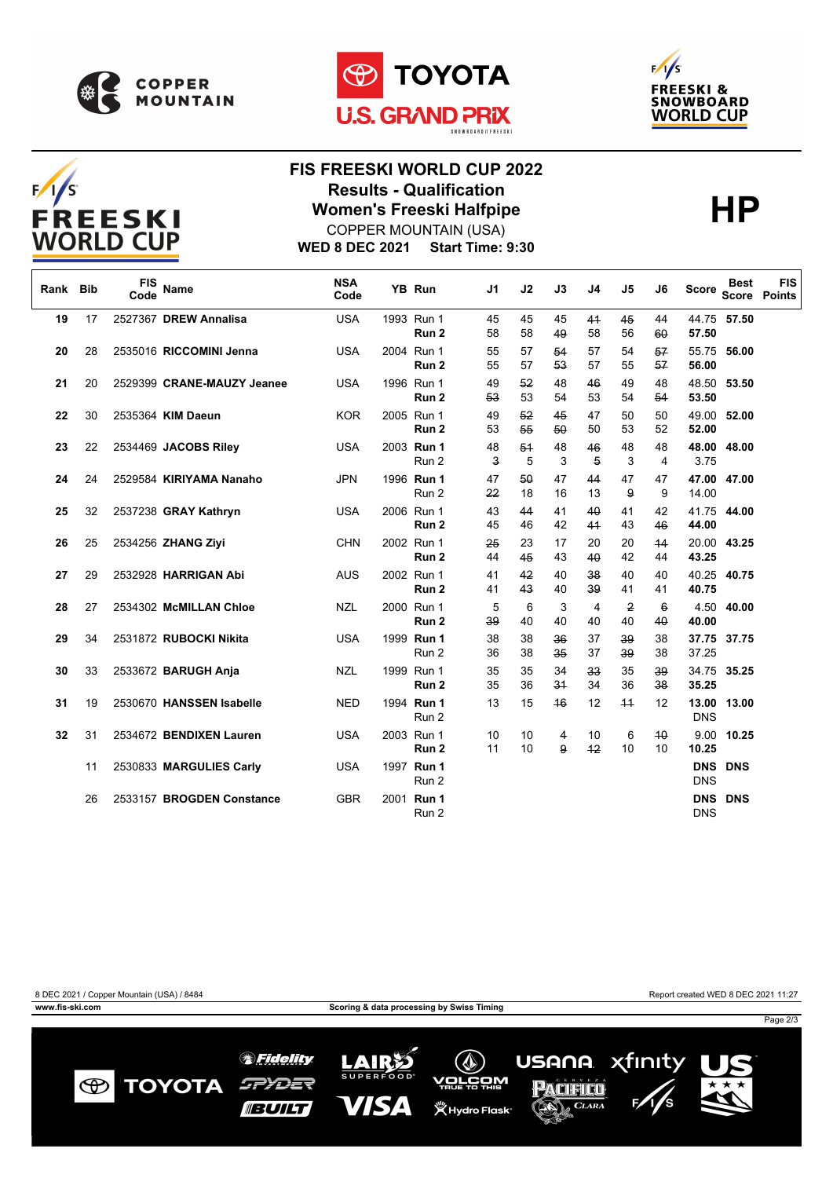# FIS FREESKI WORLD CUP 2022

## Results - Qualification

## Women's Freeski Halfpipe

COPPER MOUNTAIN (USA)

**WED 8 DEC 2021 Start Time: 9:30**

**HP**

| Rank | Bib | FIS Code | Name | NSA Code | YB | Run | J1 | J2 | J3 | J4 | J5 | J6 | Score | Best Score | FIS Points |
|---|---|---|---|---|---|---|---|---|---|---|---|---|---|---|---|
| 19 | 17 | 2527367 | **DREW Annalisa** | USA | 1993 | Run 1 | 45 | 45 | 45 | ~~41~~ | ~~45~~ | 44 | 44.75 | **57.50** | |
| | | | | | | **Run 2** | 58 | 58 | ~~49~~ | 58 | 56 | ~~60~~ | **57.50** | | |
| 20 | 28 | 2535016 | **RICCOMINI Jenna** | USA | 2004 | Run 1 | 55 | 57 | ~~54~~ | 57 | 54 | ~~57~~ | 55.75 | **56.00** | |
| | | | | | | **Run 2** | 55 | 57 | ~~53~~ | 57 | 55 | ~~57~~ | **56.00** | | |
| 21 | 20 | 2529399 | **CRANE-MAUZY Jeanee** | USA | 1996 | Run 1 | 49 | ~~52~~ | 48 | ~~46~~ | 49 | 48 | 48.50 | **53.50** | |
| | | | | | | **Run 2** | ~~53~~ | 53 | 54 | 53 | 54 | ~~54~~ | **53.50** | | |
| 22 | 30 | 2535364 | **KIM Daeun** | KOR | 2005 | Run 1 | 49 | ~~52~~ | ~~45~~ | 47 | 50 | 50 | 49.00 | **52.00** | |
| | | | | | | **Run 2** | 53 | ~~55~~ | ~~50~~ | 50 | 53 | 52 | **52.00** | | |
| 23 | 22 | 2534469 | **JACOBS Riley** | USA | 2003 | **Run 1** | 48 | ~~51~~ | 48 | ~~46~~ | 48 | 48 | **48.00** | **48.00** | |
| | | | | | | Run 2 | ~~3~~ | 5 | 3 | ~~5~~ | 3 | 4 | 3.75 | | |
| 24 | 24 | 2529584 | **KIRIYAMA Nanaho** | JPN | 1996 | **Run 1** | 47 | ~~50~~ | 47 | ~~44~~ | 47 | 47 | **47.00** | **47.00** | |
| | | | | | | Run 2 | ~~22~~ | 18 | 16 | 13 | ~~9~~ | 9 | 14.00 | | |
| 25 | 32 | 2537238 | **GRAY Kathryn** | USA | 2006 | Run 1 | 43 | ~~44~~ | 41 | ~~40~~ | 41 | 42 | 41.75 | **44.00** | |
| | | | | | | **Run 2** | 45 | 46 | 42 | ~~41~~ | 43 | ~~46~~ | **44.00** | | |
| 26 | 25 | 2534256 | **ZHANG Ziyi** | CHN | 2002 | Run 1 | ~~25~~ | 23 | 17 | 20 | 20 | ~~14~~ | 20.00 | **43.25** | |
| | | | | | | **Run 2** | 44 | ~~45~~ | 43 | ~~40~~ | 42 | 44 | **43.25** | | |
| 27 | 29 | 2532928 | **HARRIGAN Abi** | AUS | 2002 | Run 1 | 41 | ~~42~~ | 40 | ~~38~~ | 40 | 40 | 40.25 | **40.75** | |
| | | | | | | **Run 2** | 41 | ~~43~~ | 40 | ~~39~~ | 41 | 41 | **40.75** | | |
| 28 | 27 | 2534302 | **McMILLAN Chloe** | NZL | 2000 | Run 1 | 5 | 6 | 3 | 4 | ~~2~~ | ~~6~~ | 4.50 | **40.00** | |
| | | | | | | **Run 2** | ~~39~~ | 40 | 40 | 40 | 40 | ~~40~~ | **40.00** | | |
| 29 | 34 | 2531872 | **RUBOCKI Nikita** | USA | 1999 | **Run 1** | 38 | 38 | ~~36~~ | 37 | ~~39~~ | 38 | **37.75** | **37.75** | |
| | | | | | | Run 2 | 36 | 38 | ~~35~~ | 37 | ~~39~~ | 38 | 37.25 | | |
| 30 | 33 | 2533672 | **BARUGH Anja** | NZL | 1999 | Run 1 | 35 | 35 | 34 | ~~33~~ | 35 | ~~39~~ | 34.75 | **35.25** | |
| | | | | | | **Run 2** | 35 | 36 | ~~31~~ | 34 | 36 | ~~38~~ | **35.25** | | |
| 31 | 19 | 2530670 | **HANSSEN Isabelle** | NED | 1994 | **Run 1** | 13 | 15 | ~~16~~ | 12 | ~~11~~ | 12 | **13.00** | **13.00** | |
| | | | | | | Run 2 | | | | | | | DNS | | |
| 32 | 31 | 2534672 | **BENDIXEN Lauren** | USA | 2003 | Run 1 | 10 | 10 | ~~4~~ | 10 | 6 | ~~10~~ | 9.00 | **10.25** | |
| | | | | | | **Run 2** | 11 | 10 | ~~9~~ | ~~12~~ | 10 | 10 | **10.25** | | |
| | 11 | 2530833 | **MARGULIES Carly** | USA | 1997 | **Run 1** | | | | | | | **DNS** | **DNS** | |
| | | | | | | Run 2 | | | | | | | DNS | | |
| | 26 | 2533157 | **BROGDEN Constance** | GBR | 2001 | **Run 1** | | | | | | | **DNS** | **DNS** | |
| | | | | | | Run 2 | | | | | | | DNS | | |

8 DEC 2021 / Copper Mountain (USA) / 8484

Report created WED 8 DEC 2021 11:27

www.fis-ski.com

Scoring & data processing by Swiss Timing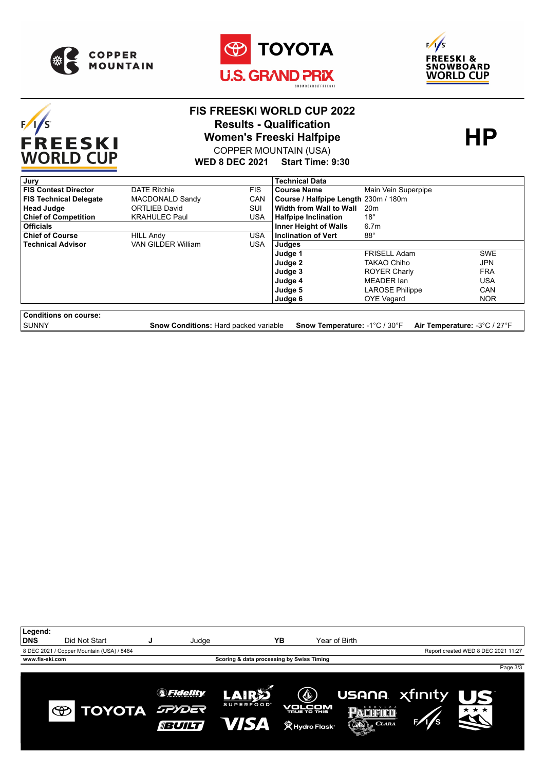# FIS FREESKI WORLD CUP 2022

## Results - Qualification

## Women's Freeski Halfpipe

COPPER MOUNTAIN (USA)

**WED 8 DEC 2021 Start Time: 9:30**

**HP**

| Jury | | | Technical Data | | |
|---|---|---|---|---|---|
| **FIS Contest Director** | DATE Ritchie | FIS | **Course Name** | Main Vein Superpipe | |
| **FIS Technical Delegate** | MACDONALD Sandy | CAN | **Course / Halfpipe Length** | 230m / 180m | |
| **Head Judge** | ORTLIEB David | SUI | **Width from Wall to Wall** | 20m | |
| **Chief of Competition** | KRAHULEC Paul | USA | **Halfpipe Inclination** | 18° | |
| **Officials** | | | **Inner Height of Walls** | 6.7m | |
| **Chief of Course** | HILL Andy | USA | **Inclination of Vert** | 88° | |
| **Technical Advisor** | VAN GILDER William | USA | **Judges** | | |
| | | | **Judge 1** | FRISELL Adam | SWE |
| | | | **Judge 2** | TAKAO Chiho | JPN |
| | | | **Judge 3** | ROYER Charly | FRA |
| | | | **Judge 4** | MEADER Ian | USA |
| | | | **Judge 5** | LAROSE Philippe | CAN |
| | | | **Judge 6** | OYE Vegard | NOR |

**Conditions on course:**

SUNNY **Snow Conditions:** Hard packed variable **Snow Temperature:** -1°C / 30°F **Air Temperature:** -3°C / 27°F

**Legend:**

| | | | | | |
|---|---|---|---|---|---|
| **DNS** | Did Not Start | **J** | Judge | **YB** | Year of Birth |

8 DEC 2021 / Copper Mountain (USA) / 8484

Report created WED 8 DEC 2021 11:27

www.fis-ski.com

Scoring & data processing by Swiss Timing